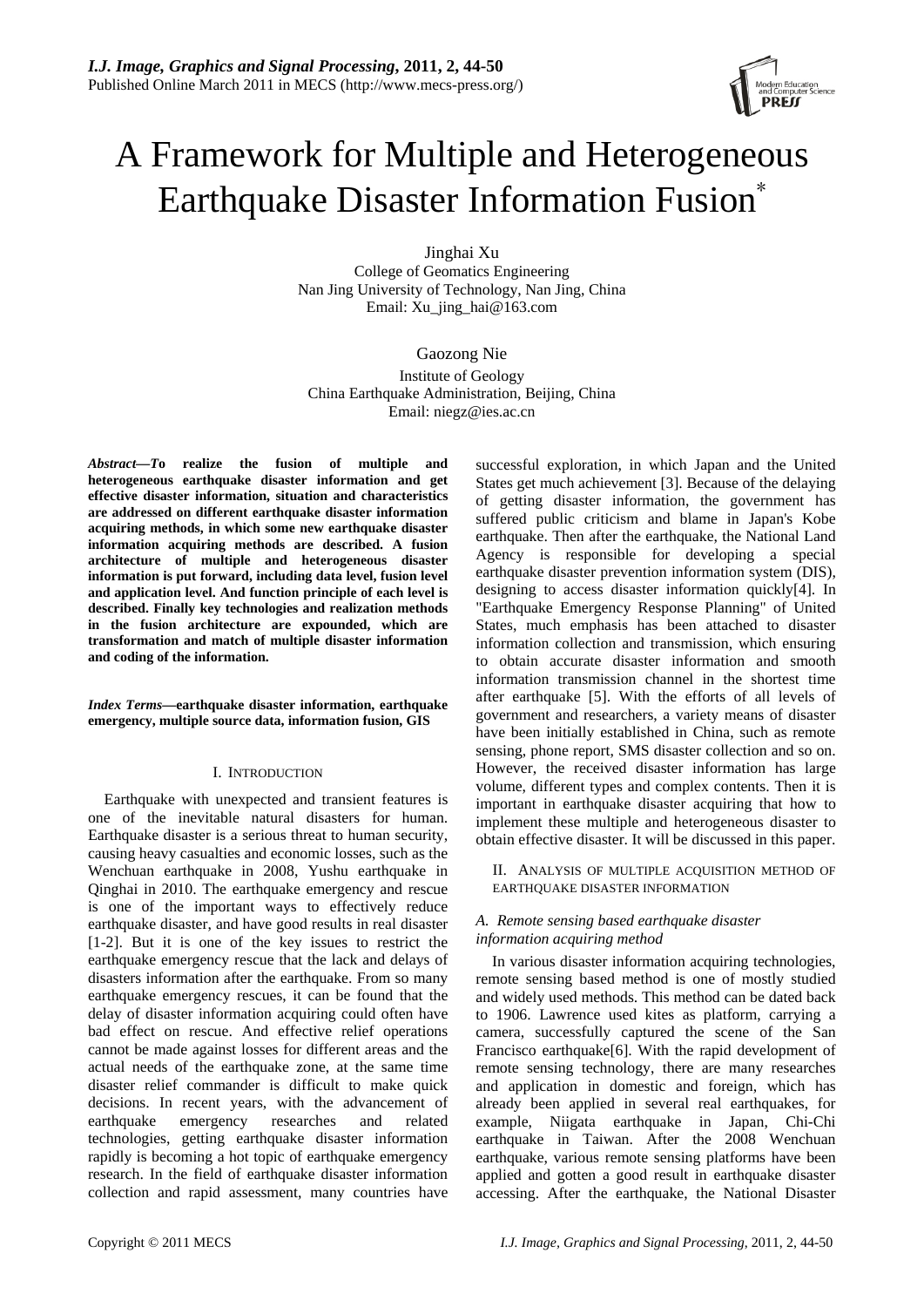# A Framework for Multiple and Heterogeneous Earthquake Disaster Information Fusion*

Jinghai Xu
College of Geomatics Engineering
Nan Jing University of Technology, Nan Jing, China
Email: Xu_jing_hai@163.com

Gaozong Nie
Institute of Geology
China Earthquake Administration, Beijing, China
Email: niegz@ies.ac.cn

***Abstract*—To realize the fusion of multiple and heterogeneous earthquake disaster information and get effective disaster information, situation and characteristics are addressed on different earthquake disaster information acquiring methods, in which some new earthquake disaster information acquiring methods are described. A fusion architecture of multiple and heterogeneous disaster information is put forward, including data level, fusion level and application level. And function principle of each level is described. Finally key technologies and realization methods in the fusion architecture are expounded, which are transformation and match of multiple disaster information and coding of the information.**

***Index Terms*—earthquake disaster information, earthquake emergency, multiple source data, information fusion, GIS**

## I. Introduction

Earthquake with unexpected and transient features is one of the inevitable natural disasters for human. Earthquake disaster is a serious threat to human security, causing heavy casualties and economic losses, such as the Wenchuan earthquake in 2008, Yushu earthquake in Qinghai in 2010. The earthquake emergency and rescue is one of the important ways to effectively reduce earthquake disaster, and have good results in real disaster [1-2]. But it is one of the key issues to restrict the earthquake emergency rescue that the lack and delays of disasters information after the earthquake. From so many earthquake emergency rescues, it can be found that the delay of disaster information acquiring could often have bad effect on rescue. And effective relief operations cannot be made against losses for different areas and the actual needs of the earthquake zone, at the same time disaster relief commander is difficult to make quick decisions. In recent years, with the advancement of earthquake emergency researches and related technologies, getting earthquake disaster information rapidly is becoming a hot topic of earthquake emergency research. In the field of earthquake disaster information collection and rapid assessment, many countries have successful exploration, in which Japan and the United States get much achievement [3]. Because of the delaying of getting disaster information, the government has suffered public criticism and blame in Japan's Kobe earthquake. Then after the earthquake, the National Land Agency is responsible for developing a special earthquake disaster prevention information system (DIS), designing to access disaster information quickly[4]. In "Earthquake Emergency Response Planning" of United States, much emphasis has been attached to disaster information collection and transmission, which ensuring to obtain accurate disaster information and smooth information transmission channel in the shortest time after earthquake [5]. With the efforts of all levels of government and researchers, a variety means of disaster have been initially established in China, such as remote sensing, phone report, SMS disaster collection and so on. However, the received disaster information has large volume, different types and complex contents. Then it is important in earthquake disaster acquiring that how to implement these multiple and heterogeneous disaster to obtain effective disaster. It will be discussed in this paper.

## II. Analysis of multiple acquisition method of earthquake disaster information

### *A. Remote sensing based earthquake disaster information acquiring method*

In various disaster information acquiring technologies, remote sensing based method is one of mostly studied and widely used methods. This method can be dated back to 1906. Lawrence used kites as platform, carrying a camera, successfully captured the scene of the San Francisco earthquake[6]. With the rapid development of remote sensing technology, there are many researches and application in domestic and foreign, which has already been applied in several real earthquakes, for example, Niigata earthquake in Japan, Chi-Chi earthquake in Taiwan. After the 2008 Wenchuan earthquake, various remote sensing platforms have been applied and gotten a good result in earthquake disaster accessing. After the earthquake, the National Disaster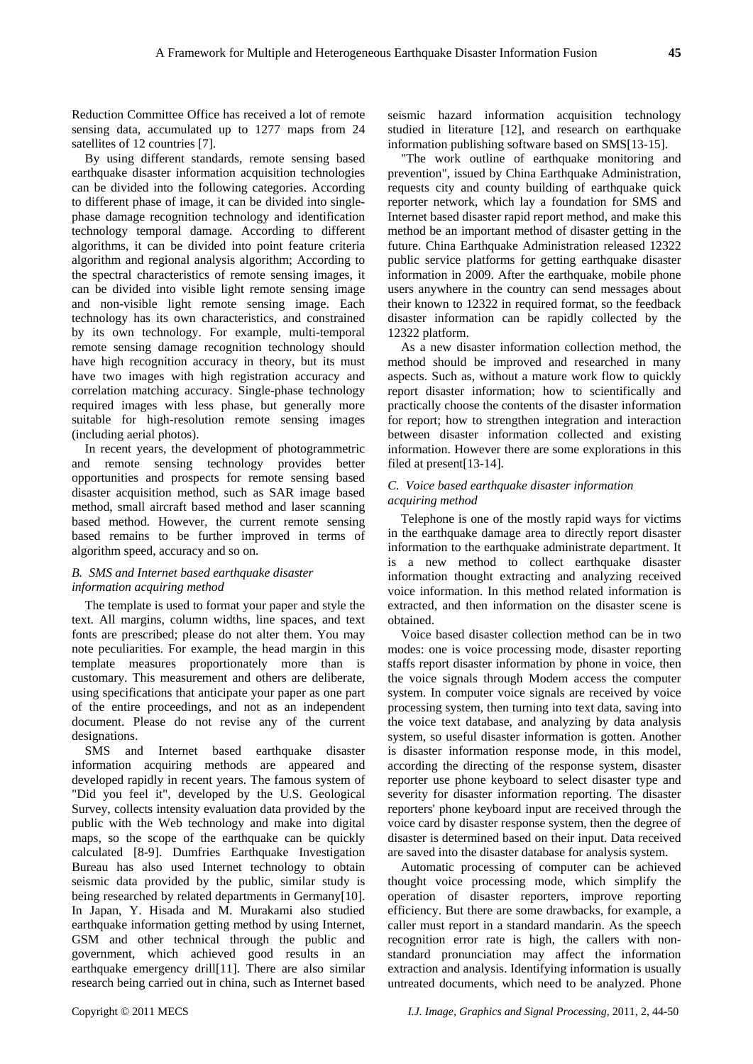Reduction Committee Office has received a lot of remote sensing data, accumulated up to 1277 maps from 24 satellites of 12 countries [7].

By using different standards, remote sensing based earthquake disaster information acquisition technologies can be divided into the following categories. According to different phase of image, it can be divided into single-phase damage recognition technology and identification technology temporal damage. According to different algorithms, it can be divided into point feature criteria algorithm and regional analysis algorithm; According to the spectral characteristics of remote sensing images, it can be divided into visible light remote sensing image and non-visible light remote sensing image. Each technology has its own characteristics, and constrained by its own technology. For example, multi-temporal remote sensing damage recognition technology should have high recognition accuracy in theory, but its must have two images with high registration accuracy and correlation matching accuracy. Single-phase technology required images with less phase, but generally more suitable for high-resolution remote sensing images (including aerial photos).

In recent years, the development of photogrammetric and remote sensing technology provides better opportunities and prospects for remote sensing based disaster acquisition method, such as SAR image based method, small aircraft based method and laser scanning based method. However, the current remote sensing based remains to be further improved in terms of algorithm speed, accuracy and so on.

### *B. SMS and Internet based earthquake disaster information acquiring method*

The template is used to format your paper and style the text. All margins, column widths, line spaces, and text fonts are prescribed; please do not alter them. You may note peculiarities. For example, the head margin in this template measures proportionately more than is customary. This measurement and others are deliberate, using specifications that anticipate your paper as one part of the entire proceedings, and not as an independent document. Please do not revise any of the current designations.

SMS and Internet based earthquake disaster information acquiring methods are appeared and developed rapidly in recent years. The famous system of "Did you feel it", developed by the U.S. Geological Survey, collects intensity evaluation data provided by the public with the Web technology and make into digital maps, so the scope of the earthquake can be quickly calculated [8-9]. Dumfries Earthquake Investigation Bureau has also used Internet technology to obtain seismic data provided by the public, similar study is being researched by related departments in Germany[10]. In Japan, Y. Hisada and M. Murakami also studied earthquake information getting method by using Internet, GSM and other technical through the public and government, which achieved good results in an earthquake emergency drill[11]. There are also similar research being carried out in china, such as Internet based seismic hazard information acquisition technology studied in literature [12], and research on earthquake information publishing software based on SMS[13-15].

"The work outline of earthquake monitoring and prevention", issued by China Earthquake Administration, requests city and county building of earthquake quick reporter network, which lay a foundation for SMS and Internet based disaster rapid report method, and make this method be an important method of disaster getting in the future. China Earthquake Administration released 12322 public service platforms for getting earthquake disaster information in 2009. After the earthquake, mobile phone users anywhere in the country can send messages about their known to 12322 in required format, so the feedback disaster information can be rapidly collected by the 12322 platform.

As a new disaster information collection method, the method should be improved and researched in many aspects. Such as, without a mature work flow to quickly report disaster information; how to scientifically and practically choose the contents of the disaster information for report; how to strengthen integration and interaction between disaster information collected and existing information. However there are some explorations in this filed at present[13-14].

### *C. Voice based earthquake disaster information acquiring method*

Telephone is one of the mostly rapid ways for victims in the earthquake damage area to directly report disaster information to the earthquake administrate department. It is a new method to collect earthquake disaster information thought extracting and analyzing received voice information. In this method related information is extracted, and then information on the disaster scene is obtained.

Voice based disaster collection method can be in two modes: one is voice processing mode, disaster reporting staffs report disaster information by phone in voice, then the voice signals through Modem access the computer system. In computer voice signals are received by voice processing system, then turning into text data, saving into the voice text database, and analyzing by data analysis system, so useful disaster information is gotten. Another is disaster information response mode, in this model, according the directing of the response system, disaster reporter use phone keyboard to select disaster type and severity for disaster information reporting. The disaster reporters' phone keyboard input are received through the voice card by disaster response system, then the degree of disaster is determined based on their input. Data received are saved into the disaster database for analysis system.

Automatic processing of computer can be achieved thought voice processing mode, which simplify the operation of disaster reporters, improve reporting efficiency. But there are some drawbacks, for example, a caller must report in a standard mandarin. As the speech recognition error rate is high, the callers with non-standard pronunciation may affect the information extraction and analysis. Identifying information is usually untreated documents, which need to be analyzed. Phone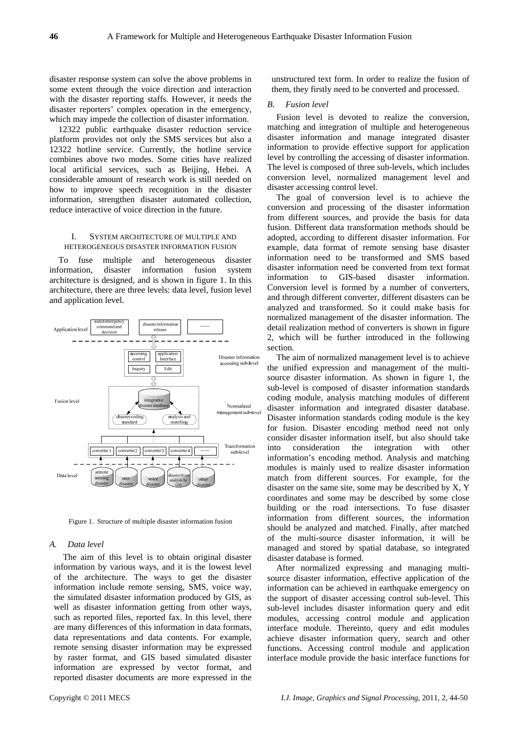disaster response system can solve the above problems in some extent through the voice direction and interaction with the disaster reporting staffs. However, it needs the disaster reporters' complex operation in the emergency, which may impede the collection of disaster information.

12322 public earthquake disaster reduction service platform provides not only the SMS services but also a 12322 hotline service. Currently, the hotline service combines above two modes. Some cities have realized local artificial services, such as Beijing, Hebei. A considerable amount of research work is still needed on how to improve speech recognition in the disaster information, strengthen disaster automated collection, reduce interactive of voice direction in the future.

## I. System Architecture of Multiple and Heterogeneous Disaster Information Fusion

To fuse multiple and heterogeneous disaster information, disaster information fusion system architecture is designed, and is shown in figure 1. In this architecture, there are three levels: data level, fusion level and application level.

Figure 1. Structure of multiple disaster information fusion

### *A. Data level*

The aim of this level is to obtain original disaster information by various ways, and it is the lowest level of the architecture. The ways to get the disaster information include remote sensing, SMS, voice way, the simulated disaster information produced by GIS, as well as disaster information getting from other ways, such as reported files, reported fax. In this level, there are many differences of this information in data formats, data representations and data contents. For example, remote sensing disaster information may be expressed by raster format, and GIS based simulated disaster information are expressed by vector format, and reported disaster documents are more expressed in the unstructured text form. In order to realize the fusion of them, they firstly need to be converted and processed.

### *B. Fusion level*

Fusion level is devoted to realize the conversion, matching and integration of multiple and heterogeneous disaster information and manage integrated disaster information to provide effective support for application level by controlling the accessing of disaster information. The level is composed of three sub-levels, which includes conversion level, normalized management level and disaster accessing control level.

The goal of conversion level is to achieve the conversion and processing of the disaster information from different sources, and provide the basis for data fusion. Different data transformation methods should be adopted, according to different disaster information. For example, data format of remote sensing base disaster information need to be transformed and SMS based disaster information need be converted from text format information to GIS-based disaster information. Conversion level is formed by a number of converters, and through different converter, different disasters can be analyzed and transformed. So it could make basis for normalized management of the disaster information. The detail realization method of converters is shown in figure 2, which will be further introduced in the following section.

The aim of normalized management level is to achieve the unified expression and management of the multi-source disaster information. As shown in figure 1, the sub-level is composed of disaster information standards coding module, analysis matching modules of different disaster information and integrated disaster database. Disaster information standards coding module is the key for fusion. Disaster encoding method need not only consider disaster information itself, but also should take into consideration the integration with other information's encoding method. Analysis and matching modules is mainly used to realize disaster information match from different sources. For example, for the disaster on the same site, some may be described by X, Y coordinates and some may be described by some close building or the road intersections. To fuse disaster information from different sources, the information should be analyzed and matched. Finally, after matched of the multi-source disaster information, it will be managed and stored by spatial database, so integrated disaster database is formed.

After normalized expressing and managing multi-source disaster information, effective application of the information can be achieved in earthquake emergency on the support of disaster accessing control sub-level. This sub-level includes disaster information query and edit modules, accessing control module and application interface module. Thereinto, query and edit modules achieve disaster information query, search and other functions. Accessing control module and application interface module provide the basic interface functions for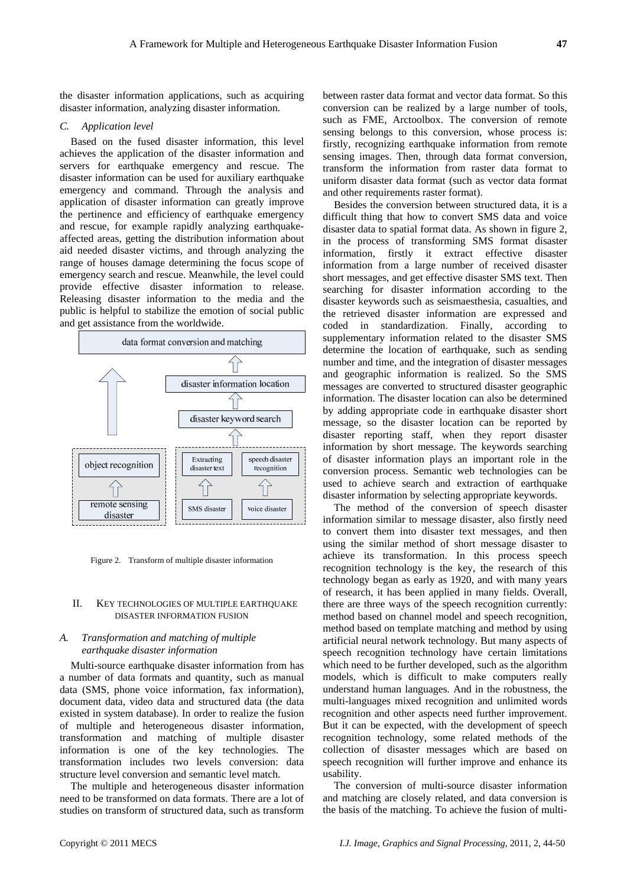the disaster information applications, such as acquiring disaster information, analyzing disaster information.

### *C. Application level*

Based on the fused disaster information, this level achieves the application of the disaster information and servers for earthquake emergency and rescue. The disaster information can be used for auxiliary earthquake emergency and command. Through the analysis and application of disaster information can greatly improve the pertinence and efficiency of earthquake emergency and rescue, for example rapidly analyzing earthquake-affected areas, getting the distribution information about aid needed disaster victims, and through analyzing the range of houses damage determining the focus scope of emergency search and rescue. Meanwhile, the level could provide effective disaster information to release. Releasing disaster information to the media and the public is helpful to stabilize the emotion of social public and get assistance from the worldwide.

Figure 2. Transform of multiple disaster information

## II. KEY TECHNOLOGIES OF MULTIPLE EARTHQUAKE DISASTER INFORMATION FUSION

### *A. Transformation and matching of multiple earthquake disaster information*

Multi-source earthquake disaster information from has a number of data formats and quantity, such as manual data (SMS, phone voice information, fax information), document data, video data and structured data (the data existed in system database). In order to realize the fusion of multiple and heterogeneous disaster information, transformation and matching of multiple disaster information is one of the key technologies. The transformation includes two levels conversion: data structure level conversion and semantic level match.

The multiple and heterogeneous disaster information need to be transformed on data formats. There are a lot of studies on transform of structured data, such as transform between raster data format and vector data format. So this conversion can be realized by a large number of tools, such as FME, Arctoolbox. The conversion of remote sensing belongs to this conversion, whose process is: firstly, recognizing earthquake information from remote sensing images. Then, through data format conversion, transform the information from raster data format to uniform disaster data format (such as vector data format and other requirements raster format).

Besides the conversion between structured data, it is a difficult thing that how to convert SMS data and voice disaster data to spatial format data. As shown in figure 2, in the process of transforming SMS format disaster information, firstly it extract effective disaster information from a large number of received disaster short messages, and get effective disaster SMS text. Then searching for disaster information according to the disaster keywords such as seismaesthesia, casualties, and the retrieved disaster information are expressed and coded in standardization. Finally, according to supplementary information related to the disaster SMS determine the location of earthquake, such as sending number and time, and the integration of disaster messages and geographic information is realized. So the SMS messages are converted to structured disaster geographic information. The disaster location can also be determined by adding appropriate code in earthquake disaster short message, so the disaster location can be reported by disaster reporting staff, when they report disaster information by short message. The keywords searching of disaster information plays an important role in the conversion process. Semantic web technologies can be used to achieve search and extraction of earthquake disaster information by selecting appropriate keywords.

The method of the conversion of speech disaster information similar to message disaster, also firstly need to convert them into disaster text messages, and then using the similar method of short message disaster to achieve its transformation. In this process speech recognition technology is the key, the research of this technology began as early as 1920, and with many years of research, it has been applied in many fields. Overall, there are three ways of the speech recognition currently: method based on channel model and speech recognition, method based on template matching and method by using artificial neural network technology. But many aspects of speech recognition technology have certain limitations which need to be further developed, such as the algorithm models, which is difficult to make computers really understand human languages. And in the robustness, the multi-languages mixed recognition and unlimited words recognition and other aspects need further improvement. But it can be expected, with the development of speech recognition technology, some related methods of the collection of disaster messages which are based on speech recognition will further improve and enhance its usability.

The conversion of multi-source disaster information and matching are closely related, and data conversion is the basis of the matching. To achieve the fusion of multi-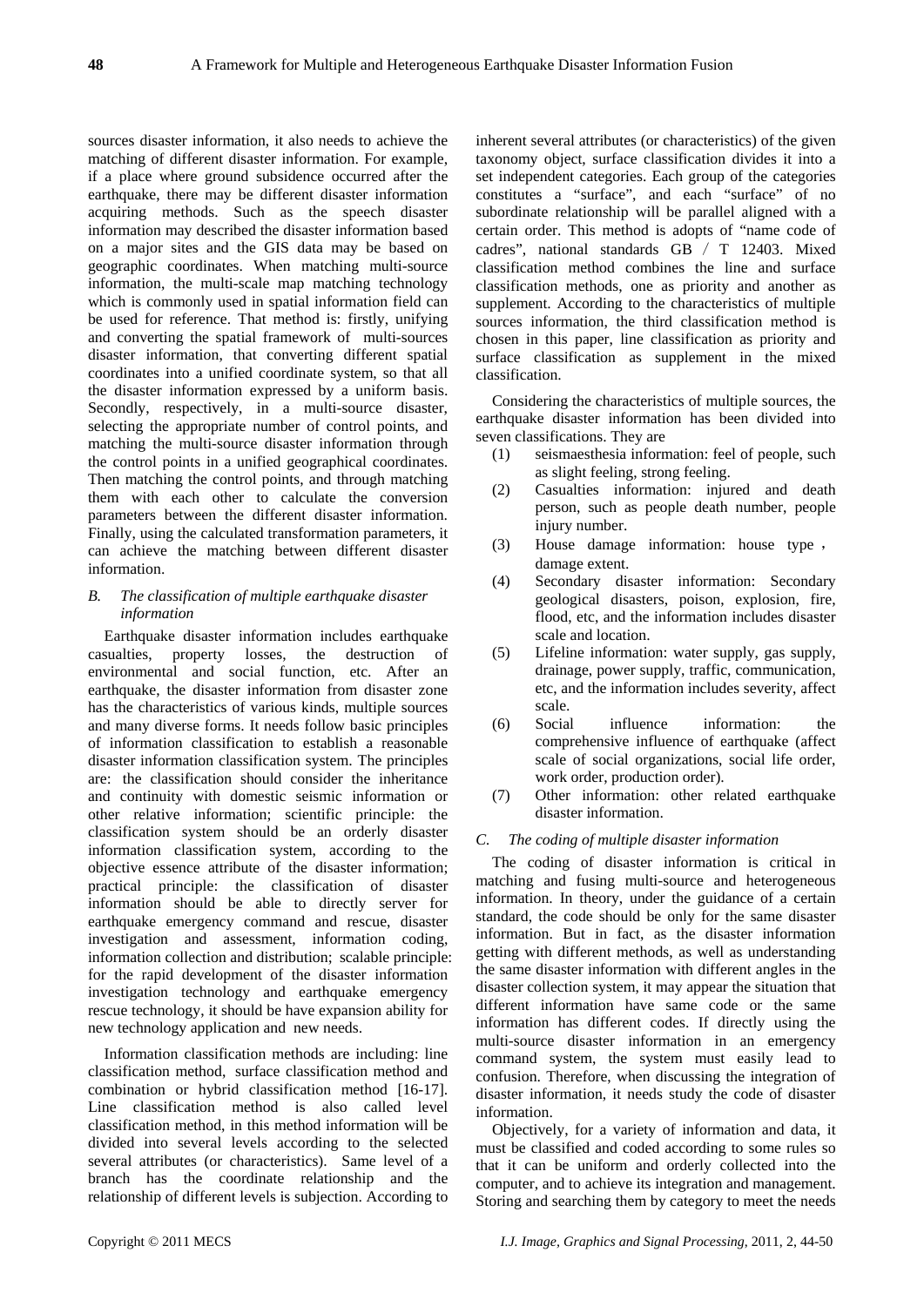sources disaster information, it also needs to achieve the matching of different disaster information. For example, if a place where ground subsidence occurred after the earthquake, there may be different disaster information acquiring methods. Such as the speech disaster information may described the disaster information based on a major sites and the GIS data may be based on geographic coordinates. When matching multi-source information, the multi-scale map matching technology which is commonly used in spatial information field can be used for reference. That method is: firstly, unifying and converting the spatial framework of multi-sources disaster information, that converting different spatial coordinates into a unified coordinate system, so that all the disaster information expressed by a uniform basis. Secondly, respectively, in a multi-source disaster, selecting the appropriate number of control points, and matching the multi-source disaster information through the control points in a unified geographical coordinates. Then matching the control points, and through matching them with each other to calculate the conversion parameters between the different disaster information. Finally, using the calculated transformation parameters, it can achieve the matching between different disaster information.

### *B. The classification of multiple earthquake disaster information*

Earthquake disaster information includes earthquake casualties, property losses, the destruction of environmental and social function, etc. After an earthquake, the disaster information from disaster zone has the characteristics of various kinds, multiple sources and many diverse forms. It needs follow basic principles of information classification to establish a reasonable disaster information classification system. The principles are: the classification should consider the inheritance and continuity with domestic seismic information or other relative information; scientific principle: the classification system should be an orderly disaster information classification system, according to the objective essence attribute of the disaster information; practical principle: the classification of disaster information should be able to directly server for earthquake emergency command and rescue, disaster investigation and assessment, information coding, information collection and distribution; scalable principle: for the rapid development of the disaster information investigation technology and earthquake emergency rescue technology, it should be have expansion ability for new technology application and new needs.

Information classification methods are including: line classification method, surface classification method and combination or hybrid classification method [16-17]. Line classification method is also called level classification method, in this method information will be divided into several levels according to the selected several attributes (or characteristics). Same level of a branch has the coordinate relationship and the relationship of different levels is subjection. According to inherent several attributes (or characteristics) of the given taxonomy object, surface classification divides it into a set independent categories. Each group of the categories constitutes a "surface", and each "surface" of no subordinate relationship will be parallel aligned with a certain order. This method is adopts of "name code of cadres", national standards GB / T 12403. Mixed classification method combines the line and surface classification methods, one as priority and another as supplement. According to the characteristics of multiple sources information, the third classification method is chosen in this paper, line classification as priority and surface classification as supplement in the mixed classification.

Considering the characteristics of multiple sources, the earthquake disaster information has been divided into seven classifications. They are

(1) seismaesthesia information: feel of people, such as slight feeling, strong feeling.
(2) Casualties information: injured and death person, such as people death number, people injury number.
(3) House damage information: house type， damage extent.
(4) Secondary disaster information: Secondary geological disasters, poison, explosion, fire, flood, etc, and the information includes disaster scale and location.
(5) Lifeline information: water supply, gas supply, drainage, power supply, traffic, communication, etc, and the information includes severity, affect scale.
(6) Social influence information: the comprehensive influence of earthquake (affect scale of social organizations, social life order, work order, production order).
(7) Other information: other related earthquake disaster information.

### *C. The coding of multiple disaster information*

The coding of disaster information is critical in matching and fusing multi-source and heterogeneous information. In theory, under the guidance of a certain standard, the code should be only for the same disaster information. But in fact, as the disaster information getting with different methods, as well as understanding the same disaster information with different angles in the disaster collection system, it may appear the situation that different information have same code or the same information has different codes. If directly using the multi-source disaster information in an emergency command system, the system must easily lead to confusion. Therefore, when discussing the integration of disaster information, it needs study the code of disaster information.

Objectively, for a variety of information and data, it must be classified and coded according to some rules so that it can be uniform and orderly collected into the computer, and to achieve its integration and management. Storing and searching them by category to meet the needs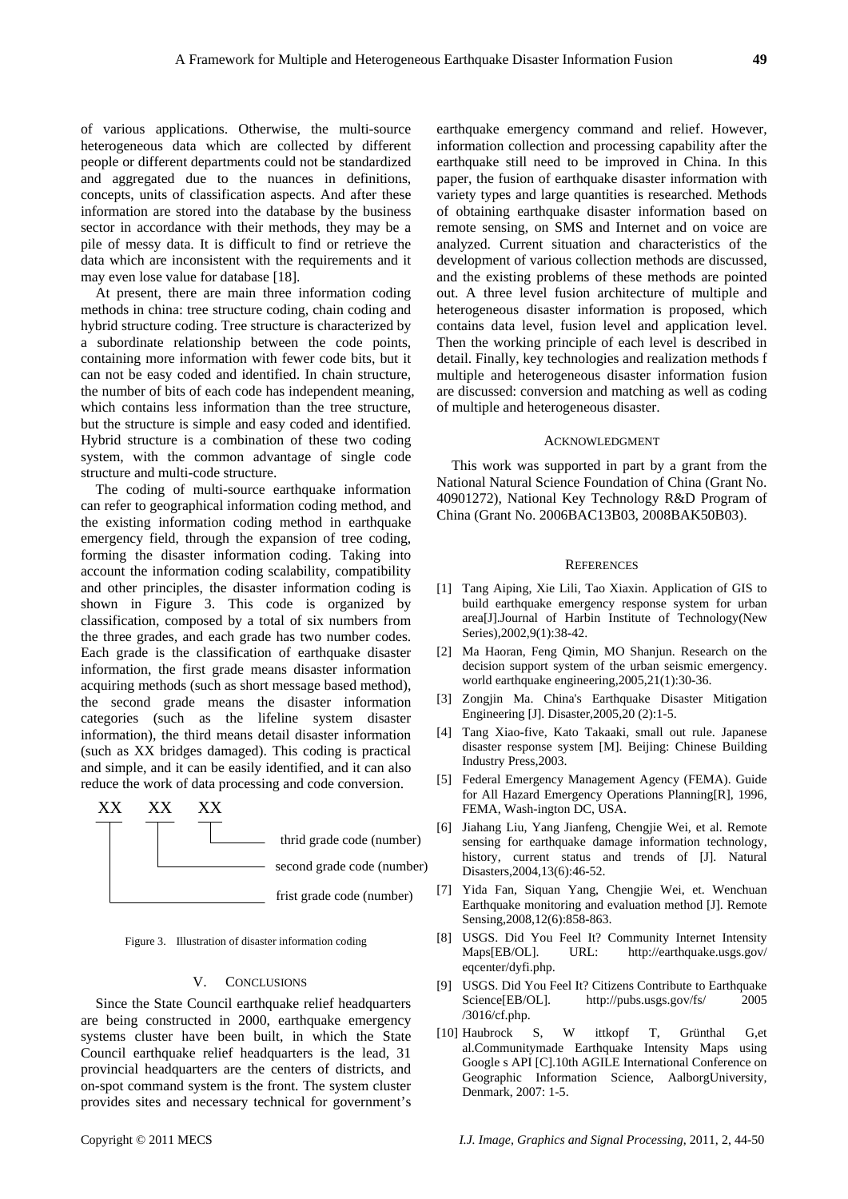of various applications. Otherwise, the multi-source heterogeneous data which are collected by different people or different departments could not be standardized and aggregated due to the nuances in definitions, concepts, units of classification aspects. And after these information are stored into the database by the business sector in accordance with their methods, they may be a pile of messy data. It is difficult to find or retrieve the data which are inconsistent with the requirements and it may even lose value for database [18].

At present, there are main three information coding methods in china: tree structure coding, chain coding and hybrid structure coding. Tree structure is characterized by a subordinate relationship between the code points, containing more information with fewer code bits, but it can not be easy coded and identified. In chain structure, the number of bits of each code has independent meaning, which contains less information than the tree structure, but the structure is simple and easy coded and identified. Hybrid structure is a combination of these two coding system, with the common advantage of single code structure and multi-code structure.

The coding of multi-source earthquake information can refer to geographical information coding method, and the existing information coding method in earthquake emergency field, through the expansion of tree coding, forming the disaster information coding. Taking into account the information coding scalability, compatibility and other principles, the disaster information coding is shown in Figure 3. This code is organized by classification, composed by a total of six numbers from the three grades, and each grade has two number codes. Each grade is the classification of earthquake disaster information, the first grade means disaster information acquiring methods (such as short message based method), the second grade means the disaster information categories (such as the lifeline system disaster information), the third means detail disaster information (such as XX bridges damaged). This coding is practical and simple, and it can be easily identified, and it can also reduce the work of data processing and code conversion.

```
XX   XX   XX
|    |    |____ thrid grade code (number)
|    |_________ second grade code (number)
|______________ frist grade code (number)
```

Figure 3. Illustration of disaster information coding

## V. Conclusions

Since the State Council earthquake relief headquarters are being constructed in 2000, earthquake emergency systems cluster have been built, in which the State Council earthquake relief headquarters is the lead, 31 provincial headquarters are the centers of districts, and on-spot command system is the front. The system cluster provides sites and necessary technical for government's earthquake emergency command and relief. However, information collection and processing capability after the earthquake still need to be improved in China. In this paper, the fusion of earthquake disaster information with variety types and large quantities is researched. Methods of obtaining earthquake disaster information based on remote sensing, on SMS and Internet and on voice are analyzed. Current situation and characteristics of the development of various collection methods are discussed, and the existing problems of these methods are pointed out. A three level fusion architecture of multiple and heterogeneous disaster information is proposed, which contains data level, fusion level and application level. Then the working principle of each level is described in detail. Finally, key technologies and realization methods f multiple and heterogeneous disaster information fusion are discussed: conversion and matching as well as coding of multiple and heterogeneous disaster.

## Acknowledgment

This work was supported in part by a grant from the National Natural Science Foundation of China (Grant No. 40901272), National Key Technology R&D Program of China (Grant No. 2006BAC13B03, 2008BAK50B03).

## References

[1] Tang Aiping, Xie Lili, Tao Xiaxin. Application of GIS to build earthquake emergency response system for urban area[J].Journal of Harbin Institute of Technology(New Series),2002,9(1):38-42.

[2] Ma Haoran, Feng Qimin, MO Shanjun. Research on the decision support system of the urban seismic emergency. world earthquake engineering,2005,21(1):30-36.

[3] Zongjin Ma. China's Earthquake Disaster Mitigation Engineering [J]. Disaster,2005,20 (2):1-5.

[4] Tang Xiao-five, Kato Takaaki, small out rule. Japanese disaster response system [M]. Beijing: Chinese Building Industry Press,2003.

[5] Federal Emergency Management Agency (FEMA). Guide for All Hazard Emergency Operations Planning[R], 1996, FEMA, Wash-ington DC, USA.

[6] Jiahang Liu, Yang Jianfeng, Chengjie Wei, et al. Remote sensing for earthquake damage information technology, history, current status and trends of [J]. Natural Disasters,2004,13(6):46-52.

[7] Yida Fan, Siquan Yang, Chengjie Wei, et. Wenchuan Earthquake monitoring and evaluation method [J]. Remote Sensing,2008,12(6):858-863.

[8] USGS. Did You Feel It? Community Internet Intensity Maps[EB/OL]. URL: http://earthquake.usgs.gov/eqcenter/dyfi.php.

[9] USGS. Did You Feel It? Citizens Contribute to Earthquake Science[EB/OL]. http://pubs.usgs.gov/fs/ 2005 /3016/cf.php.

[10] Haubrock S, W ittkopf T, Grünthal G,et al.Communitymade Earthquake Intensity Maps using Google s API [C].10th AGILE International Conference on Geographic Information Science, AalborgUniversity, Denmark, 2007: 1-5.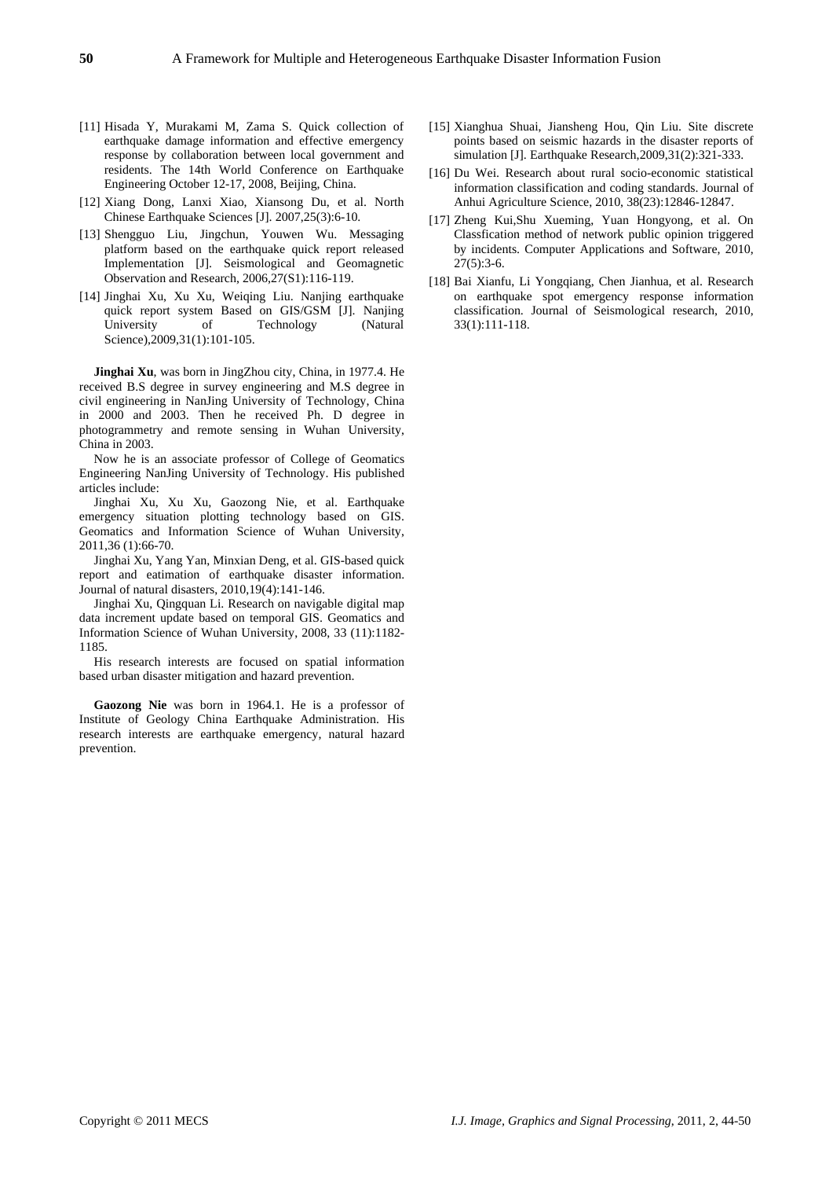[11] Hisada Y, Murakami M, Zama S. Quick collection of earthquake damage information and effective emergency response by collaboration between local government and residents. The 14th World Conference on Earthquake Engineering October 12-17, 2008, Beijing, China.

[12] Xiang Dong, Lanxi Xiao, Xiansong Du, et al. North Chinese Earthquake Sciences [J]. 2007,25(3):6-10.

[13] Shengguo Liu, Jingchun, Youwen Wu. Messaging platform based on the earthquake quick report released Implementation [J]. Seismological and Geomagnetic Observation and Research, 2006,27(S1):116-119.

[14] Jinghai Xu, Xu Xu, Weiqing Liu. Nanjing earthquake quick report system Based on GIS/GSM [J]. Nanjing University of Technology (Natural Science),2009,31(1):101-105.

[15] Xianghua Shuai, Jiansheng Hou, Qin Liu. Site discrete points based on seismic hazards in the disaster reports of simulation [J]. Earthquake Research,2009,31(2):321-333.

[16] Du Wei. Research about rural socio-economic statistical information classification and coding standards. Journal of Anhui Agriculture Science, 2010, 38(23):12846-12847.

[17] Zheng Kui,Shu Xueming, Yuan Hongyong, et al. On Classfication method of network public opinion triggered by incidents. Computer Applications and Software, 2010, 27(5):3-6.

[18] Bai Xianfu, Li Yongqiang, Chen Jianhua, et al. Research on earthquake spot emergency response information classification. Journal of Seismological research, 2010, 33(1):111-118.

**Jinghai Xu**, was born in JingZhou city, China, in 1977.4. He received B.S degree in survey engineering and M.S degree in civil engineering in NanJing University of Technology, China in 2000 and 2003. Then he received Ph. D degree in photogrammetry and remote sensing in Wuhan University, China in 2003.

Now he is an associate professor of College of Geomatics Engineering NanJing University of Technology. His published articles include:

Jinghai Xu, Xu Xu, Gaozong Nie, et al. Earthquake emergency situation plotting technology based on GIS. Geomatics and Information Science of Wuhan University, 2011,36 (1):66-70.

Jinghai Xu, Yang Yan, Minxian Deng, et al. GIS-based quick report and eatimation of earthquake disaster information. Journal of natural disasters, 2010,19(4):141-146.

Jinghai Xu, Qingquan Li. Research on navigable digital map data increment update based on temporal GIS. Geomatics and Information Science of Wuhan University, 2008, 33 (11):1182-1185.

His research interests are focused on spatial information based urban disaster mitigation and hazard prevention.

**Gaozong Nie** was born in 1964.1. He is a professor of Institute of Geology China Earthquake Administration. His research interests are earthquake emergency, natural hazard prevention.